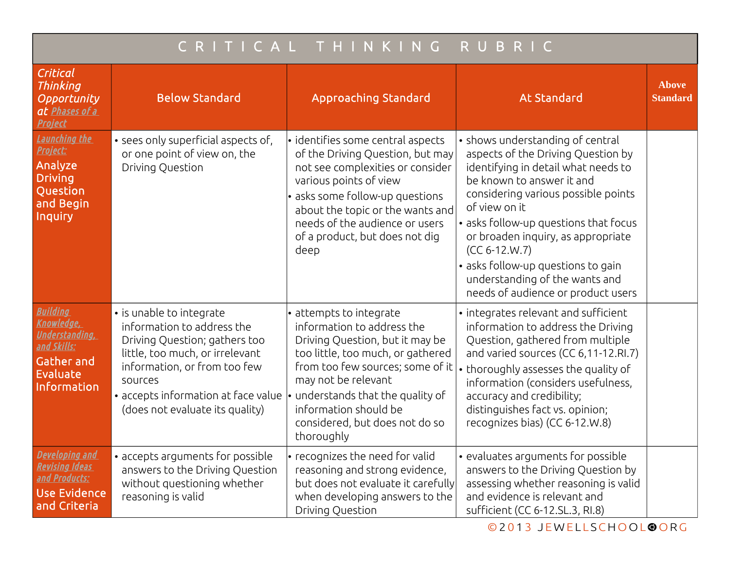# CRITICAL THINKING RUBRIC

| *Critical Thinking Opportunity at Phases of a Project* | Below Standard | Approaching Standard | At Standard | Above Standard |
|---|---|---|---|---|
| *Launching the Project:* Analyze Driving Question and Begin Inquiry | • sees only superficial aspects of, or one point of view on, the Driving Question | • identifies some central aspects of the Driving Question, but may not see complexities or consider various points of view<br>• asks some follow-up questions about the topic or the wants and needs of the audience or users of a product, but does not dig deep | • shows understanding of central aspects of the Driving Question by identifying in detail what needs to be known to answer it and considering various possible points of view on it<br>• asks follow-up questions that focus or broaden inquiry, as appropriate (CC 6-12.W.7)<br>• asks follow-up questions to gain understanding of the wants and needs of audience or product users | |
| *Building Knowledge, Understanding, and Skills:* Gather and Evaluate Information | • is unable to integrate information to address the Driving Question; gathers too little, too much, or irrelevant information, or from too few sources<br>• accepts information at face value (does not evaluate its quality) | • attempts to integrate information to address the Driving Question, but it may be too little, too much, or gathered from too few sources; some of it may not be relevant<br>• understands that the quality of information should be considered, but does not do so thoroughly | • integrates relevant and sufficient information to address the Driving Question, gathered from multiple and varied sources (CC 6,11-12.RI.7)<br>• thoroughly assesses the quality of information (considers usefulness, accuracy and credibility; distinguishes fact vs. opinion; recognizes bias) (CC 6-12.W.8) | |
| *Developing and Revising Ideas and Products:* Use Evidence and Criteria | • accepts arguments for possible answers to the Driving Question without questioning whether reasoning is valid | • recognizes the need for valid reasoning and strong evidence, but does not evaluate it carefully when developing answers to the Driving Question | • evaluates arguments for possible answers to the Driving Question by assessing whether reasoning is valid and evidence is relevant and sufficient (CC 6-12.SL.3, RI.8) | |

©2013 JEWELLSCHOOL.ORG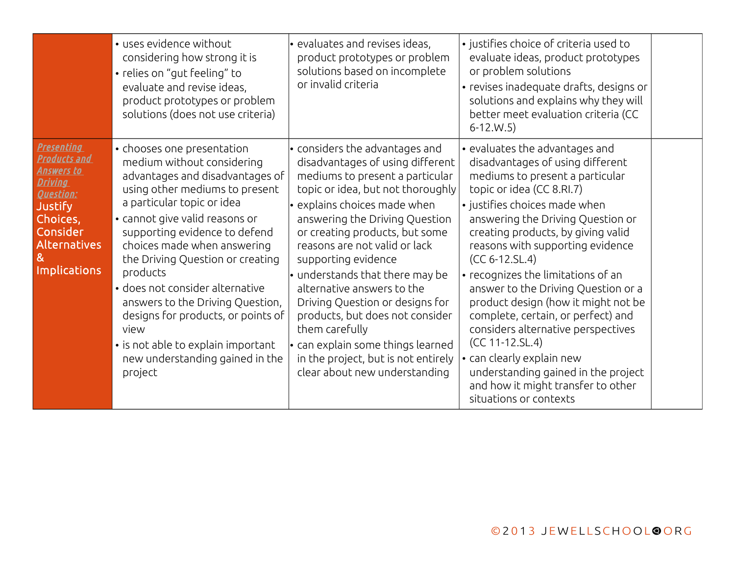| | | | | |
|---|---|---|---|---|
| | • uses evidence without considering how strong it is<br>• relies on “gut feeling” to evaluate and revise ideas, product prototypes or problem solutions (does not use criteria) | • evaluates and revises ideas, product prototypes or problem solutions based on incomplete or invalid criteria | • justifies choice of criteria used to evaluate ideas, product prototypes or problem solutions<br>• revises inadequate drafts, designs or solutions and explains why they will better meet evaluation criteria (CC 6-12.W.5) | |
| *Presenting Products and Answers to Driving Question:* Justify Choices, Consider Alternatives & Implications | • chooses one presentation medium without considering advantages and disadvantages of using other mediums to present a particular topic or idea<br>• cannot give valid reasons or supporting evidence to defend choices made when answering the Driving Question or creating products<br>• does not consider alternative answers to the Driving Question, designs for products, or points of view<br>• is not able to explain important new understanding gained in the project | • considers the advantages and disadvantages of using different mediums to present a particular topic or idea, but not thoroughly<br>• explains choices made when answering the Driving Question or creating products, but some reasons are not valid or lack supporting evidence<br>• understands that there may be alternative answers to the Driving Question or designs for products, but does not consider them carefully<br>• can explain some things learned in the project, but is not entirely clear about new understanding | • evaluates the advantages and disadvantages of using different mediums to present a particular topic or idea (CC 8.RI.7)<br>• justifies choices made when answering the Driving Question or creating products, by giving valid reasons with supporting evidence (CC 6-12.SL.4)<br>• recognizes the limitations of an answer to the Driving Question or a product design (how it might not be complete, certain, or perfect) and considers alternative perspectives (CC 11-12.SL.4)<br>• can clearly explain new understanding gained in the project and how it might transfer to other situations or contexts | |

©2013 JEWELLSCHOOL.ORG